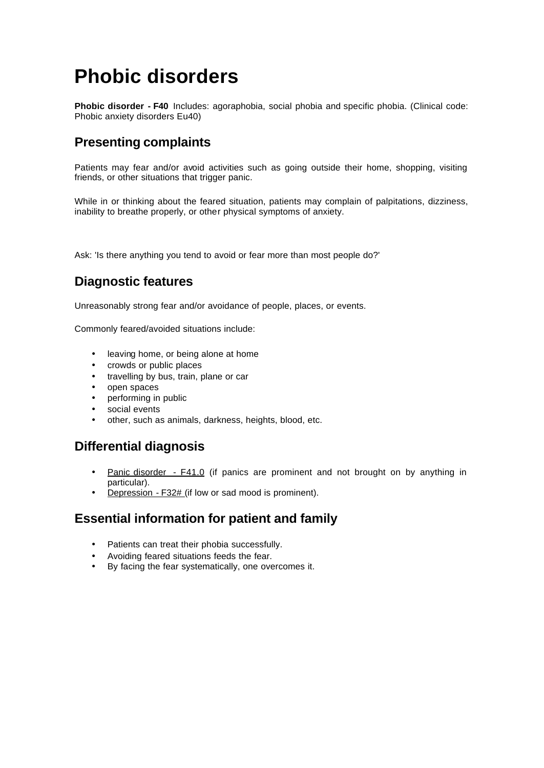# Phobic disorders

**Phobic disorder - F40** Includes: agoraphobia, social phobia and specific phobia. (Clinical code: Phobic anxiety disorders Eu40)

## Presenting complaints

Patients may fear and/or avoid activities such as going outside their home, shopping, visiting friends, or other situations that trigger panic.

While in or thinking about the feared situation, patients may complain of palpitations, dizziness, inability to breathe properly, or other physical symptoms of anxiety.

Ask: 'Is there anything you tend to avoid or fear more than most people do?'

## Diagnostic features

Unreasonably strong fear and/or avoidance of people, places, or events.

Commonly feared/avoided situations include:

- leaving home, or being alone at home
- crowds or public places
- travelling by bus, train, plane or car
- open spaces
- performing in public
- social events
- other, such as animals, darkness, heights, blood, etc.

## Differential diagnosis

- Panic disorder - F41.0 (if panics are prominent and not brought on by anything in particular).
- Depression - F32# (if low or sad mood is prominent).

## Essential information for patient and family

- Patients can treat their phobia successfully.
- Avoiding feared situations feeds the fear.
- By facing the fear systematically, one overcomes it.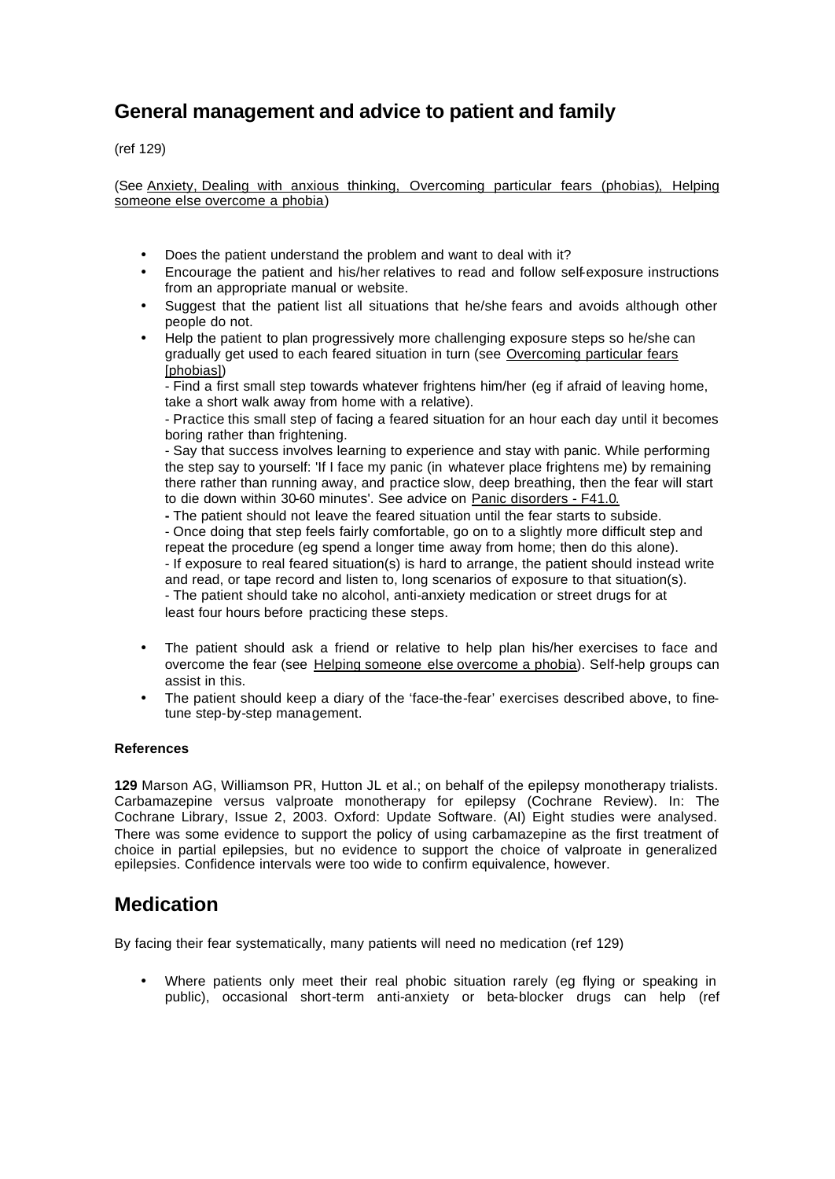## General management and advice to patient and family

(ref 129)

(See Anxiety, Dealing with anxious thinking, Overcoming particular fears (phobias), Helping someone else overcome a phobia)

- Does the patient understand the problem and want to deal with it?
- Encourage the patient and his/her relatives to read and follow self-exposure instructions from an appropriate manual or website.
- Suggest that the patient list all situations that he/she fears and avoids although other people do not.
- Help the patient to plan progressively more challenging exposure steps so he/she can gradually get used to each feared situation in turn (see Overcoming particular fears [phobias])

  - Find a first small step towards whatever frightens him/her (eg if afraid of leaving home, take a short walk away from home with a relative).
  - Practice this small step of facing a feared situation for an hour each day until it becomes boring rather than frightening.
  - Say that success involves learning to experience and stay with panic. While performing the step say to yourself: 'If I face my panic (in whatever place frightens me) by remaining there rather than running away, and practice slow, deep breathing, then the fear will start to die down within 30-60 minutes'. See advice on Panic disorders - F41.0.
  - The patient should not leave the feared situation until the fear starts to subside.
  - Once doing that step feels fairly comfortable, go on to a slightly more difficult step and repeat the procedure (eg spend a longer time away from home; then do this alone).
  - If exposure to real feared situation(s) is hard to arrange, the patient should instead write and read, or tape record and listen to, long scenarios of exposure to that situation(s).
  - The patient should take no alcohol, anti-anxiety medication or street drugs for at least four hours before practicing these steps.

- The patient should ask a friend or relative to help plan his/her exercises to face and overcome the fear (see Helping someone else overcome a phobia). Self-help groups can assist in this.
- The patient should keep a diary of the 'face-the-fear' exercises described above, to fine-tune step-by-step management.

#### References

**129** Marson AG, Williamson PR, Hutton JL et al.; on behalf of the epilepsy monotherapy trialists. Carbamazepine versus valproate monotherapy for epilepsy (Cochrane Review). In: The Cochrane Library, Issue 2, 2003. Oxford: Update Software. (AI) Eight studies were analysed. There was some evidence to support the policy of using carbamazepine as the first treatment of choice in partial epilepsies, but no evidence to support the choice of valproate in generalized epilepsies. Confidence intervals were too wide to confirm equivalence, however.

## Medication

By facing their fear systematically, many patients will need no medication (ref 129)

- Where patients only meet their real phobic situation rarely (eg flying or speaking in public), occasional short-term anti-anxiety or beta-blocker drugs can help (ref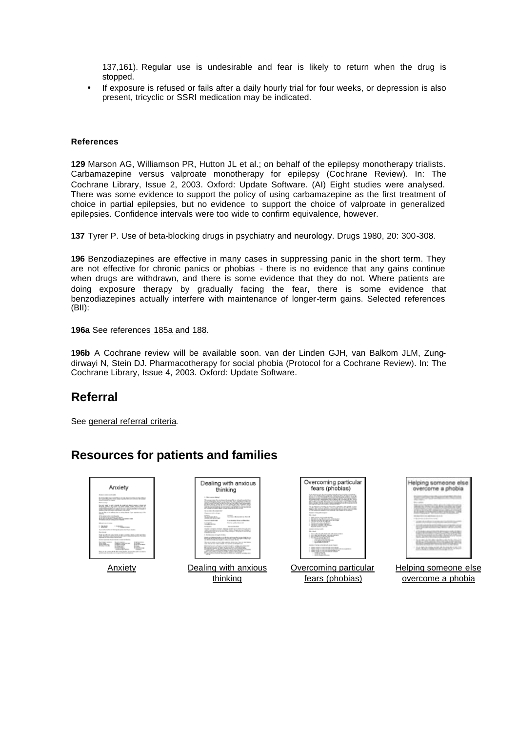137,161). Regular use is undesirable and fear is likely to return when the drug is stopped.

- If exposure is refused or fails after a daily hourly trial for four weeks, or depression is also present, tricyclic or SSRI medication may be indicated.

**References**

**129** Marson AG, Williamson PR, Hutton JL et al.; on behalf of the epilepsy monotherapy trialists. Carbamazepine versus valproate monotherapy for epilepsy (Cochrane Review). In: The Cochrane Library, Issue 2, 2003. Oxford: Update Software. (AI) Eight studies were analysed. There was some evidence to support the policy of using carbamazepine as the first treatment of choice in partial epilepsies, but no evidence to support the choice of valproate in generalized epilepsies. Confidence intervals were too wide to confirm equivalence, however.

**137** Tyrer P. Use of beta-blocking drugs in psychiatry and neurology. Drugs 1980, 20: 300-308.

**196** Benzodiazepines are effective in many cases in suppressing panic in the short term. They are not effective for chronic panics or phobias - there is no evidence that any gains continue when drugs are withdrawn, and there is some evidence that they do not. Where patients are doing exposure therapy by gradually facing the fear, there is some evidence that benzodiazepines actually interfere with maintenance of longer-term gains. Selected references (BII):

**196a** See references 185a and 188.

**196b** A Cochrane review will be available soon. van der Linden GJH, van Balkom JLM, Zungdirwayi N, Stein DJ. Pharmacotherapy for social phobia (Protocol for a Cochrane Review). In: The Cochrane Library, Issue 4, 2003. Oxford: Update Software.

## Referral

See general referral criteria.

## Resources for patients and families

Anxiety

Dealing with anxious thinking

Overcoming particular fears (phobias)

Helping someone else overcome a phobia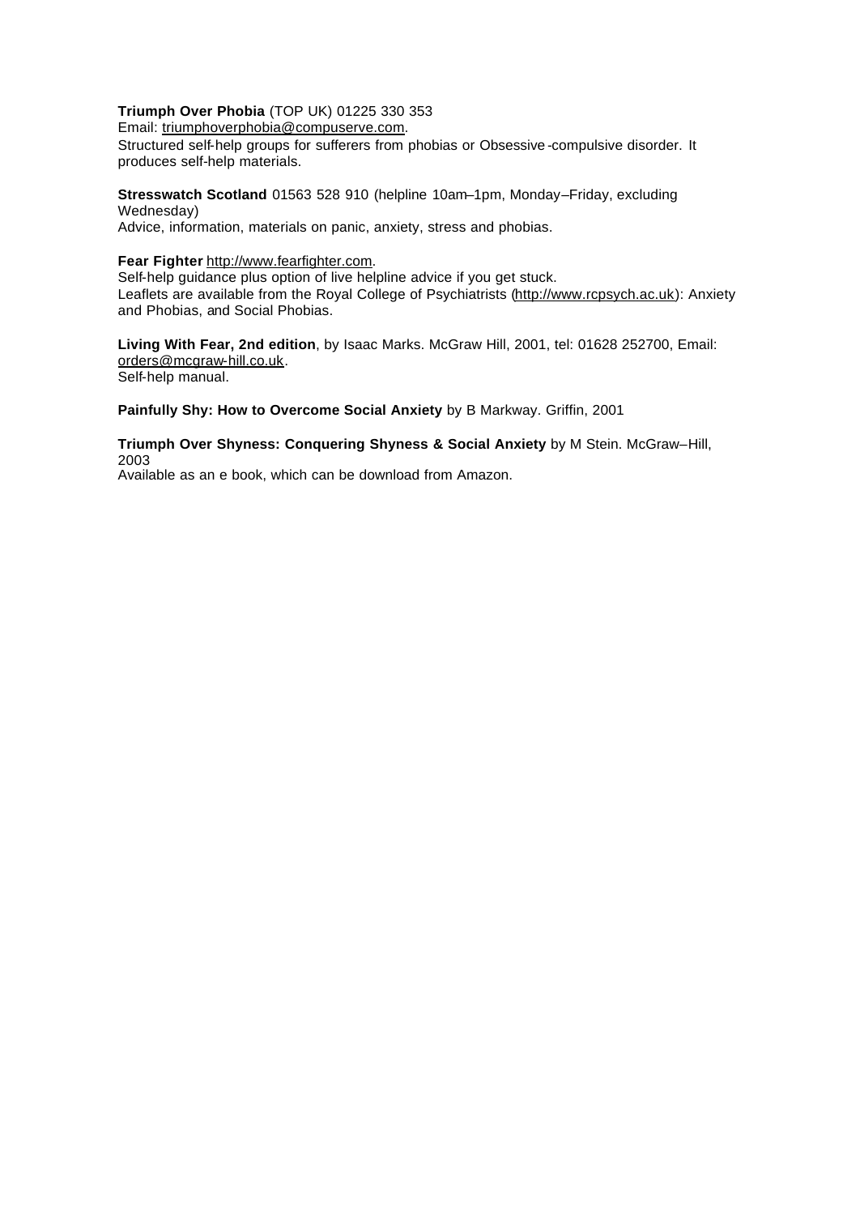**Triumph Over Phobia** (TOP UK) 01225 330 353
Email: triumphoverphobia@compuserve.com.
Structured self-help groups for sufferers from phobias or Obsessive-compulsive disorder. It produces self-help materials.

**Stresswatch Scotland** 01563 528 910 (helpline 10am–1pm, Monday–Friday, excluding Wednesday)
Advice, information, materials on panic, anxiety, stress and phobias.

**Fear Fighter** http://www.fearfighter.com.
Self-help guidance plus option of live helpline advice if you get stuck.
Leaflets are available from the Royal College of Psychiatrists (http://www.rcpsych.ac.uk): Anxiety and Phobias, and Social Phobias.

**Living With Fear, 2nd edition**, by Isaac Marks. McGraw Hill, 2001, tel: 01628 252700, Email: orders@mcgraw-hill.co.uk.
Self-help manual.

**Painfully Shy: How to Overcome Social Anxiety** by B Markway. Griffin, 2001

**Triumph Over Shyness: Conquering Shyness & Social Anxiety** by M Stein. McGraw–Hill, 2003
Available as an e book, which can be download from Amazon.